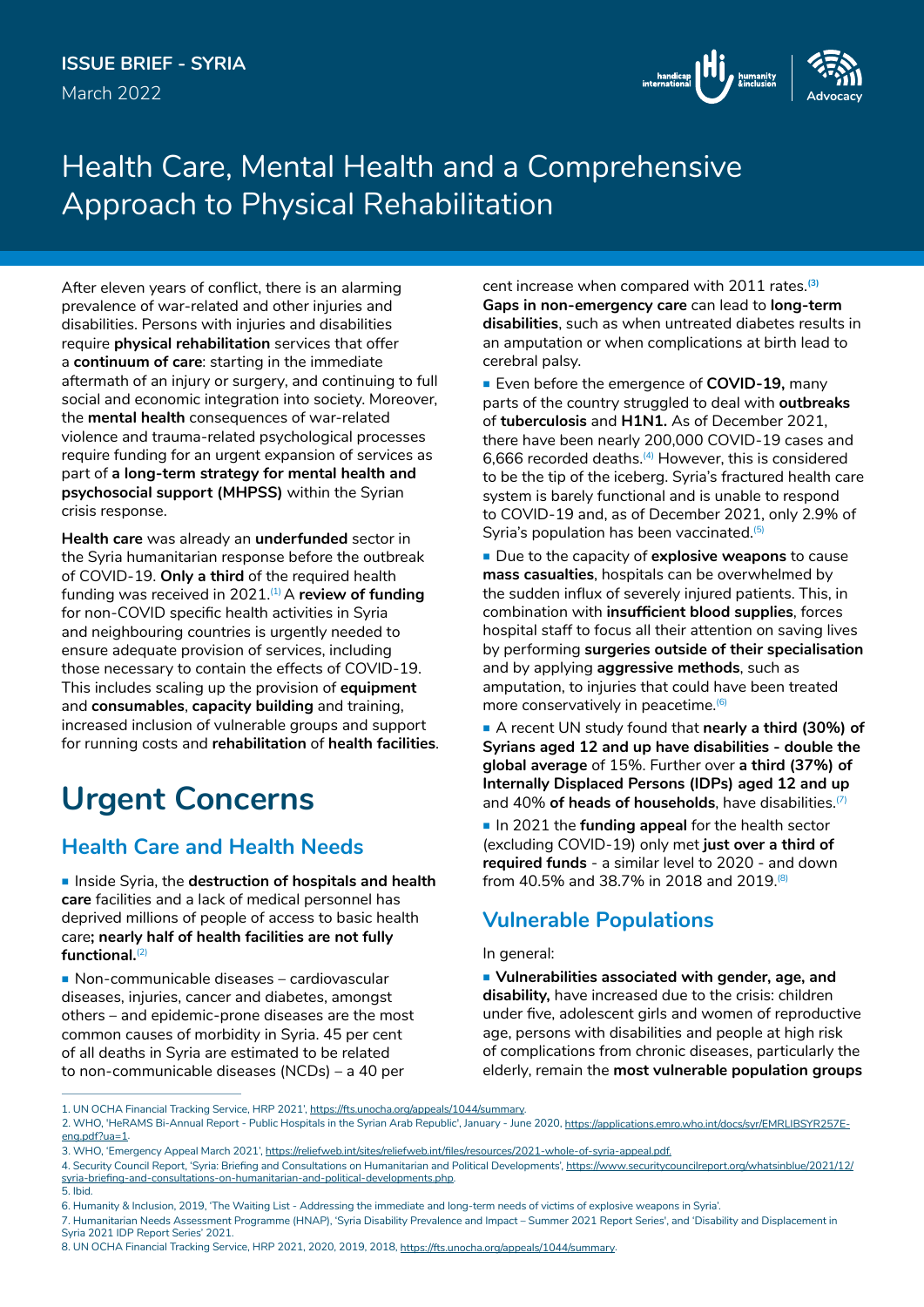ISSUE BRIEF - SYRIA

March 2022

# Health Care, Mental Health and a Comprehensive Approach to Physical Rehabilitation

After eleven years of conflict, there is an alarming prevalence of war-related and other injuries and disabilities. Persons with injuries and disabilities require **physical rehabilitation** services that offer a **continuum of care**: starting in the immediate aftermath of an injury or surgery, and continuing to full social and economic integration into society. Moreover, the **mental health** consequences of war-related violence and trauma-related psychological processes require funding for an urgent expansion of services as part of **a long-term strategy for mental health and psychosocial support (MHPSS)** within the Syrian crisis response.

**Health care** was already an **underfunded** sector in the Syria humanitarian response before the outbreak of COVID-19. **Only a third** of the required health funding was received in 2021.[1] A **review of funding** for non-COVID specific health activities in Syria and neighbouring countries is urgently needed to ensure adequate provision of services, including those necessary to contain the effects of COVID-19. This includes scaling up the provision of **equipment** and **consumables**, **capacity building** and training, increased inclusion of vulnerable groups and support for running costs and **rehabilitation** of **health facilities**.

## Urgent Concerns

### Health Care and Health Needs

- Inside Syria, the **destruction of hospitals and health care** facilities and a lack of medical personnel has deprived millions of people of access to basic health care**; nearly half of health facilities are not fully functional.**[2]

- Non-communicable diseases – cardiovascular diseases, injuries, cancer and diabetes, amongst others – and epidemic-prone diseases are the most common causes of morbidity in Syria. 45 per cent of all deaths in Syria are estimated to be related to non-communicable diseases (NCDs) – a 40 per cent increase when compared with 2011 rates.[3] **Gaps in non-emergency care** can lead to **long-term disabilities**, such as when untreated diabetes results in an amputation or when complications at birth lead to cerebral palsy.

- Even before the emergence of **COVID-19,** many parts of the country struggled to deal with **outbreaks** of **tuberculosis** and **H1N1.** As of December 2021, there have been nearly 200,000 COVID-19 cases and 6,666 recorded deaths.[4] However, this is considered to be the tip of the iceberg. Syria's fractured health care system is barely functional and is unable to respond to COVID-19 and, as of December 2021, only 2.9% of Syria's population has been vaccinated.[5]

- Due to the capacity of **explosive weapons** to cause **mass casualties**, hospitals can be overwhelmed by the sudden influx of severely injured patients. This, in combination with **insufficient blood supplies**, forces hospital staff to focus all their attention on saving lives by performing **surgeries outside of their specialisation** and by applying **aggressive methods**, such as amputation, to injuries that could have been treated more conservatively in peacetime.[6]

- A recent UN study found that **nearly a third (30%) of Syrians aged 12 and up have disabilities - double the global average** of 15%. Further over **a third (37%) of Internally Displaced Persons (IDPs) aged 12 and up** and 40% **of heads of households**, have disabilities.[7]

- In 2021 the **funding appeal** for the health sector (excluding COVID-19) only met **just over a third of required funds** - a similar level to 2020 - and down from 40.5% and 38.7% in 2018 and 2019.[8]

### Vulnerable Populations

In general:

- **Vulnerabilities associated with gender, age, and disability,** have increased due to the crisis: children under five, adolescent girls and women of reproductive age, persons with disabilities and people at high risk of complications from chronic diseases, particularly the elderly, remain the **most vulnerable population groups**

---

1. UN OCHA Financial Tracking Service, HRP 2021', https://fts.unocha.org/appeals/1044/summary.
2. WHO, 'HeRAMS Bi-Annual Report - Public Hospitals in the Syrian Arab Republic', January - June 2020, https://applications.emro.who.int/docs/syr/EMRLIBSYR257E-eng.pdf?ua=1.
3. WHO, 'Emergency Appeal March 2021', https://reliefweb.int/sites/reliefweb.int/files/resources/2021-whole-of-syria-appeal.pdf.
4. Security Council Report, 'Syria: Briefing and Consultations on Humanitarian and Political Developments', https://www.securitycouncilreport.org/whatsinblue/2021/12/syria-briefing-and-consultations-on-humanitarian-and-political-developments.php.
5. Ibid.
6. Humanity & Inclusion, 2019, 'The Waiting List - Addressing the immediate and long-term needs of victims of explosive weapons in Syria'.
7. Humanitarian Needs Assessment Programme (HNAP), 'Syria Disability Prevalence and Impact – Summer 2021 Report Series', and 'Disability and Displacement in Syria 2021 IDP Report Series' 2021.
8. UN OCHA Financial Tracking Service, HRP 2021, 2020, 2019, 2018, https://fts.unocha.org/appeals/1044/summary.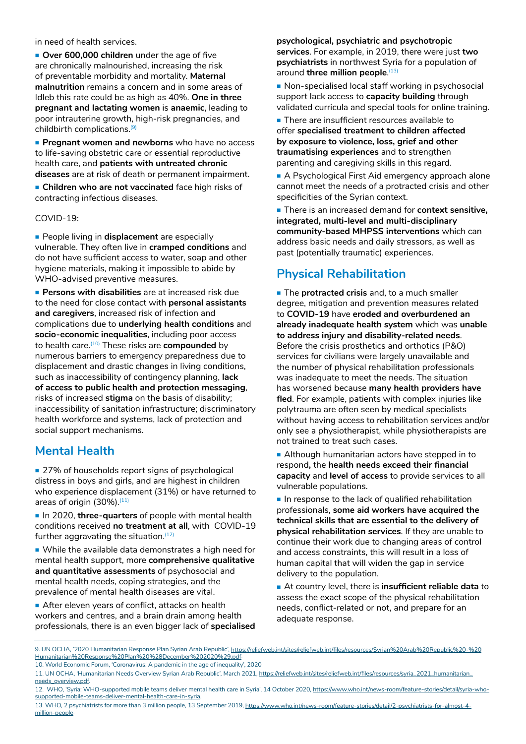in need of health services.

- **Over 600,000 children** under the age of five are chronically malnourished, increasing the risk of preventable morbidity and mortality. **Maternal malnutrition** remains a concern and in some areas of Idleb this rate could be as high as 40%. **One in three pregnant and lactating women** is **anaemic**, leading to poor intrauterine growth, high-risk pregnancies, and childbirth complications.[9]
- **Pregnant women and newborns** who have no access to life-saving obstetric care or essential reproductive health care, and **patients with untreated chronic diseases** are at risk of death or permanent impairment.
- **Children who are not vaccinated** face high risks of contracting infectious diseases.

COVID-19:

- People living in **displacement** are especially vulnerable. They often live in **cramped conditions** and do not have sufficient access to water, soap and other hygiene materials, making it impossible to abide by WHO-advised preventive measures.
- **Persons with disabilities** are at increased risk due to the need for close contact with **personal assistants and caregivers**, increased risk of infection and complications due to **underlying health conditions** and **socio-economic inequalities**, including poor access to health care.[10] These risks are **compounded** by numerous barriers to emergency preparedness due to displacement and drastic changes in living conditions, such as inaccessibility of contingency planning, **lack of access to public health and protection messaging**, risks of increased **stigma** on the basis of disability; inaccessibility of sanitation infrastructure; discriminatory health workforce and systems, lack of protection and social support mechanisms.

## Mental Health

- 27% of households report signs of psychological distress in boys and girls, and are highest in children who experience displacement (31%) or have returned to areas of origin (30%).[11]
- In 2020, **three-quarters** of people with mental health conditions received **no treatment at all**, with COVID-19 further aggravating the situation.[12]
- While the available data demonstrates a high need for mental health support, more **comprehensive qualitative and quantitative assessments** of psychosocial and mental health needs, coping strategies, and the prevalence of mental health diseases are vital.
- After eleven years of conflict, attacks on health workers and centres, and a brain drain among health professionals, there is an even bigger lack of **specialised psychological, psychiatric and psychotropic services**. For example, in 2019, there were just **two psychiatrists** in northwest Syria for a population of around **three million people**.[13]
- Non-specialised local staff working in psychosocial support lack access to **capacity building** through validated curricula and special tools for online training.
- There are insufficient resources available to offer **specialised treatment to children affected by exposure to violence, loss, grief and other traumatising experiences** and to strengthen parenting and caregiving skills in this regard.
- A Psychological First Aid emergency approach alone cannot meet the needs of a protracted crisis and other specificities of the Syrian context.
- There is an increased demand for **context sensitive, integrated, multi-level and multi-disciplinary community-based MHPSS interventions** which can address basic needs and daily stressors, as well as past (potentially traumatic) experiences.

## Physical Rehabilitation

- The **protracted crisis** and, to a much smaller degree, mitigation and prevention measures related to **COVID-19** have **eroded and overburdened an already inadequate health system** which was **unable to address injury and disability-related needs**. Before the crisis prosthetics and orthotics (P&O) services for civilians were largely unavailable and the number of physical rehabilitation professionals was inadequate to meet the needs. The situation has worsened because **many health providers have fled**. For example, patients with complex injuries like polytrauma are often seen by medical specialists without having access to rehabilitation services and/or only see a physiotherapist, while physiotherapists are not trained to treat such cases.
- Although humanitarian actors have stepped in to respond**,** the **health needs exceed their financial capacity** and **level of access** to provide services to all vulnerable populations.
- In response to the lack of qualified rehabilitation professionals, **some aid workers have acquired the technical skills that are essential to the delivery of physical rehabilitation services**. If they are unable to continue their work due to changing areas of control and access constraints, this will result in a loss of human capital that will widen the gap in service delivery to the population.
- At country level, there is **insufficient reliable data** to assess the exact scope of the physical rehabilitation needs, conflict-related or not, and prepare for an adequate response.

---

9. UN OCHA, '2020 Humanitarian Response Plan Syrian Arab Republic', https://reliefweb.int/sites/reliefweb.int/files/resources/Syrian%20Arab%20Republic%20-%20Humanitarian%20Response%20Plan%20%28December%202020%29.pdf.
10. World Economic Forum, 'Coronavirus: A pandemic in the age of inequality', 2020
11. UN OCHA, 'Humanitarian Needs Overview Syrian Arab Republic', March 2021, https://reliefweb.int/sites/reliefweb.int/files/resources/syria_2021_humanitarian_needs_overview.pdf.
12. WHO, 'Syria: WHO-supported mobile teams deliver mental health care in Syria', 14 October 2020, https://www.who.int/news-room/feature-stories/detail/syria-who-supported-mobile-teams-deliver-mental-health-care-in-syria.
13. WHO, 2 psychiatrists for more than 3 million people, 13 September 2019, https://www.who.int/news-room/feature-stories/detail/2-psychiatrists-for-almost-4-million-people.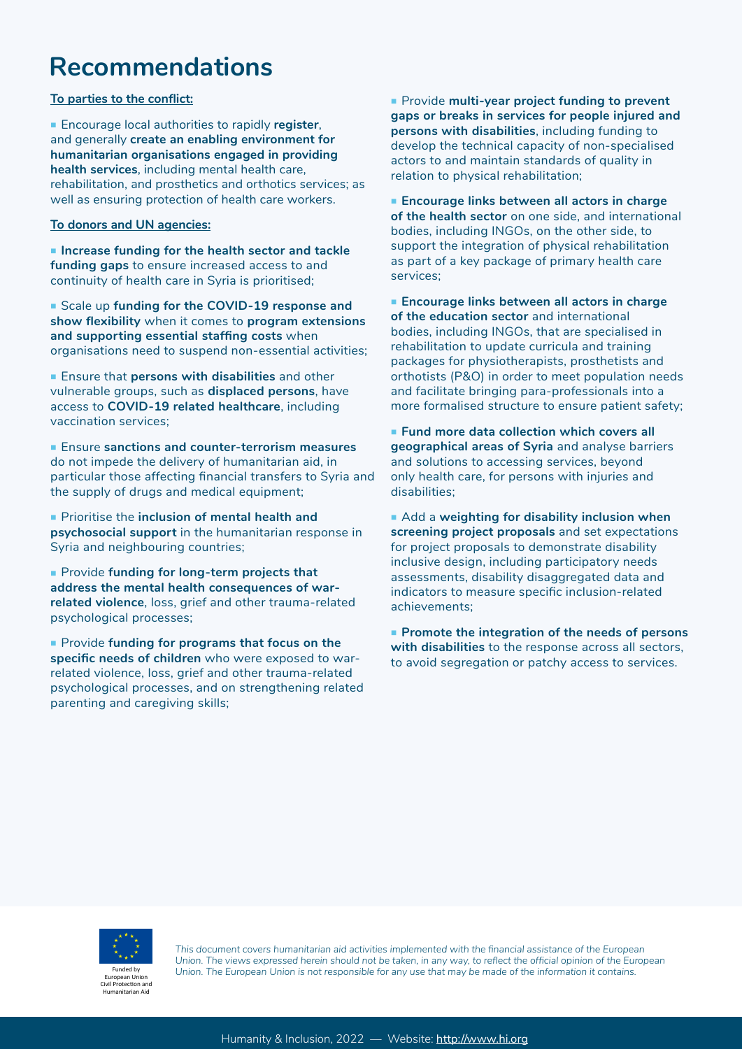# Recommendations

**To parties to the conflict:**

- Encourage local authorities to rapidly **register**, and generally **create an enabling environment for humanitarian organisations engaged in providing health services**, including mental health care, rehabilitation, and prosthetics and orthotics services; as well as ensuring protection of health care workers.

**To donors and UN agencies:**

- **Increase funding for the health sector and tackle funding gaps** to ensure increased access to and continuity of health care in Syria is prioritised;
- Scale up **funding for the COVID-19 response and show flexibility** when it comes to **program extensions and supporting essential staffing costs** when organisations need to suspend non-essential activities;
- Ensure that **persons with disabilities** and other vulnerable groups, such as **displaced persons**, have access to **COVID-19 related healthcare**, including vaccination services;
- Ensure **sanctions and counter-terrorism measures** do not impede the delivery of humanitarian aid, in particular those affecting financial transfers to Syria and the supply of drugs and medical equipment;
- Prioritise the **inclusion of mental health and psychosocial support** in the humanitarian response in Syria and neighbouring countries;
- Provide **funding for long-term projects that address the mental health consequences of war-related violence**, loss, grief and other trauma-related psychological processes;
- Provide **funding for programs that focus on the specific needs of children** who were exposed to war-related violence, loss, grief and other trauma-related psychological processes, and on strengthening related parenting and caregiving skills;
- Provide **multi-year project funding to prevent gaps or breaks in services for people injured and persons with disabilities**, including funding to develop the technical capacity of non-specialised actors to and maintain standards of quality in relation to physical rehabilitation;
- **Encourage links between all actors in charge of the health sector** on one side, and international bodies, including INGOs, on the other side, to support the integration of physical rehabilitation as part of a key package of primary health care services;
- **Encourage links between all actors in charge of the education sector** and international bodies, including INGOs, that are specialised in rehabilitation to update curricula and training packages for physiotherapists, prosthetists and orthotists (P&O) in order to meet population needs and facilitate bringing para-professionals into a more formalised structure to ensure patient safety;
- **Fund more data collection which covers all geographical areas of Syria** and analyse barriers and solutions to accessing services, beyond only health care, for persons with injuries and disabilities;
- Add a **weighting for disability inclusion when screening project proposals** and set expectations for project proposals to demonstrate disability inclusive design, including participatory needs assessments, disability disaggregated data and indicators to measure specific inclusion-related achievements;
- **Promote the integration of the needs of persons with disabilities** to the response across all sectors, to avoid segregation or patchy access to services.

Funded by European Union Civil Protection and Humanitarian Aid

*This document covers humanitarian aid activities implemented with the financial assistance of the European Union. The views expressed herein should not be taken, in any way, to reflect the official opinion of the European Union. The European Union is not responsible for any use that may be made of the information it contains.*

Humanity & Inclusion, 2022 — Website: http://www.hi.org